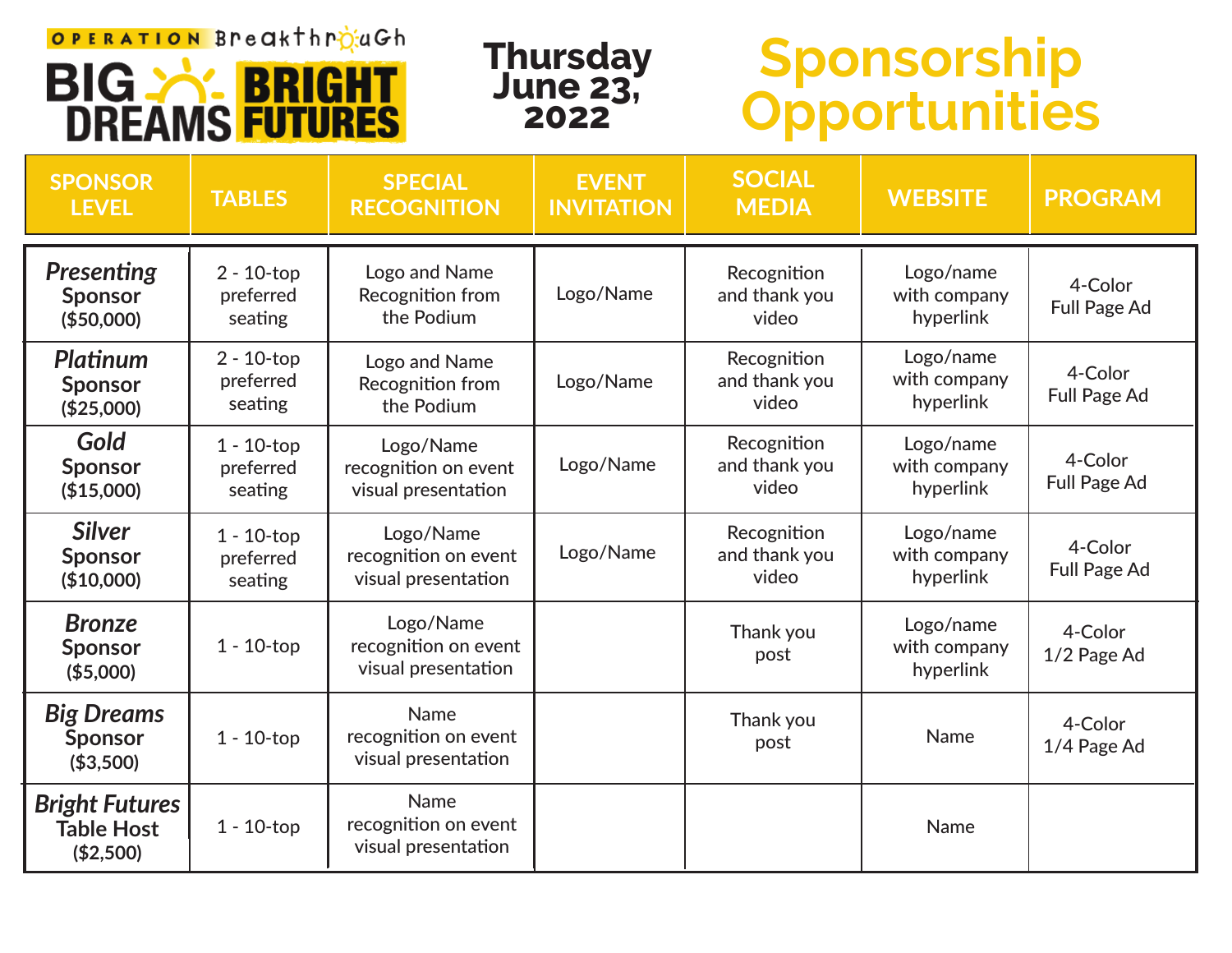OPERATION Breakthrough

# BIG DREAMS BRIGHT FUTURES

**Thursday June 23, 2022**

# Sponsorship Opportunities

| SPONSOR LEVEL | TABLES | SPECIAL RECOGNITION | EVENT INVITATION | SOCIAL MEDIA | WEBSITE | PROGRAM |
|---|---|---|---|---|---|---|
| ***Presenting*** **Sponsor** **($50,000)** | 2 - 10-top preferred seating | Logo and Name Recognition from the Podium | Logo/Name | Recognition and thank you video | Logo/name with company hyperlink | 4-Color Full Page Ad |
| ***Platinum*** **Sponsor** **($25,000)** | 2 - 10-top preferred seating | Logo and Name Recognition from the Podium | Logo/Name | Recognition and thank you video | Logo/name with company hyperlink | 4-Color Full Page Ad |
| ***Gold*** **Sponsor** **($15,000)** | 1 - 10-top preferred seating | Logo/Name recognition on event visual presentation | Logo/Name | Recognition and thank you video | Logo/name with company hyperlink | 4-Color Full Page Ad |
| ***Silver*** **Sponsor** **($10,000)** | 1 - 10-top preferred seating | Logo/Name recognition on event visual presentation | Logo/Name | Recognition and thank you video | Logo/name with company hyperlink | 4-Color Full Page Ad |
| ***Bronze*** **Sponsor** **($5,000)** | 1 - 10-top | Logo/Name recognition on event visual presentation | | Thank you post | Logo/name with company hyperlink | 4-Color 1/2 Page Ad |
| ***Big Dreams*** **Sponsor** **($3,500)** | 1 - 10-top | Name recognition on event visual presentation | | Thank you post | Name | 4-Color 1/4 Page Ad |
| ***Bright Futures*** **Table Host** **($2,500)** | 1 - 10-top | Name recognition on event visual presentation | | | Name | |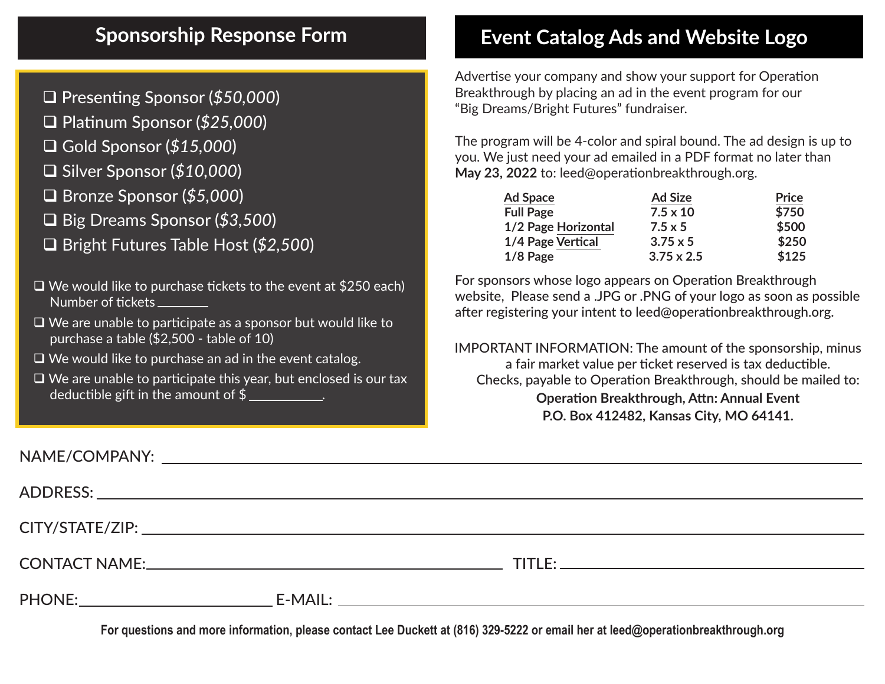## Sponsorship Response Form

- ❑ Presenting Sponsor (*$50,000*)
- ❑ Platinum Sponsor (*$25,000*)
- ❑ Gold Sponsor (*$15,000*)
- ❑ Silver Sponsor (*$10,000*)
- ❑ Bronze Sponsor (*$5,000*)
- ❑ Big Dreams Sponsor (*$3,500*)
- ❑ Bright Futures Table Host (*$2,500*)

- ❑ We would like to purchase tickets to the event at $250 each) Number of tickets ________
- ❑ We are unable to participate as a sponsor but would like to purchase a table ($2,500 - table of 10)
- ❑ We would like to purchase an ad in the event catalog.
- ❑ We are unable to participate this year, but enclosed is our tax deductible gift in the amount of $ __________.

## Event Catalog Ads and Website Logo

Advertise your company and show your support for Operation Breakthrough by placing an ad in the event program for our "Big Dreams/Bright Futures" fundraiser.

The program will be 4-color and spiral bound. The ad design is up to you. We just need your ad emailed in a PDF format no later than **May 23, 2022** to: leed@operationbreakthrough.org.

| Ad Space | Ad Size | Price |
|---|---|---|
| **Full Page** | **7.5 x 10** | **$750** |
| **1/2 Page Horizontal** | **7.5 x 5** | **$500** |
| **1/4 Page Vertical** | **3.75 x 5** | **$250** |
| **1/8 Page** | **3.75 x 2.5** | **$125** |

For sponsors whose logo appears on Operation Breakthrough website, Please send a .JPG or .PNG of your logo as soon as possible after registering your intent to leed@operationbreakthrough.org.

IMPORTANT INFORMATION: The amount of the sponsorship, minus a fair market value per ticket reserved is tax deductible. Checks, payable to Operation Breakthrough, should be mailed to:

**Operation Breakthrough, Attn: Annual Event**
**P.O. Box 412482, Kansas City, MO 64141.**

NAME/COMPANY: ______________________________

ADDRESS: ______________________________

CITY/STATE/ZIP: ______________________________

CONTACT NAME: ______________________ TITLE: ______________________

PHONE: ______________ E-MAIL: ______________________

**For questions and more information, please contact Lee Duckett at (816) 329-5222 or email her at leed@operationbreakthrough.org**